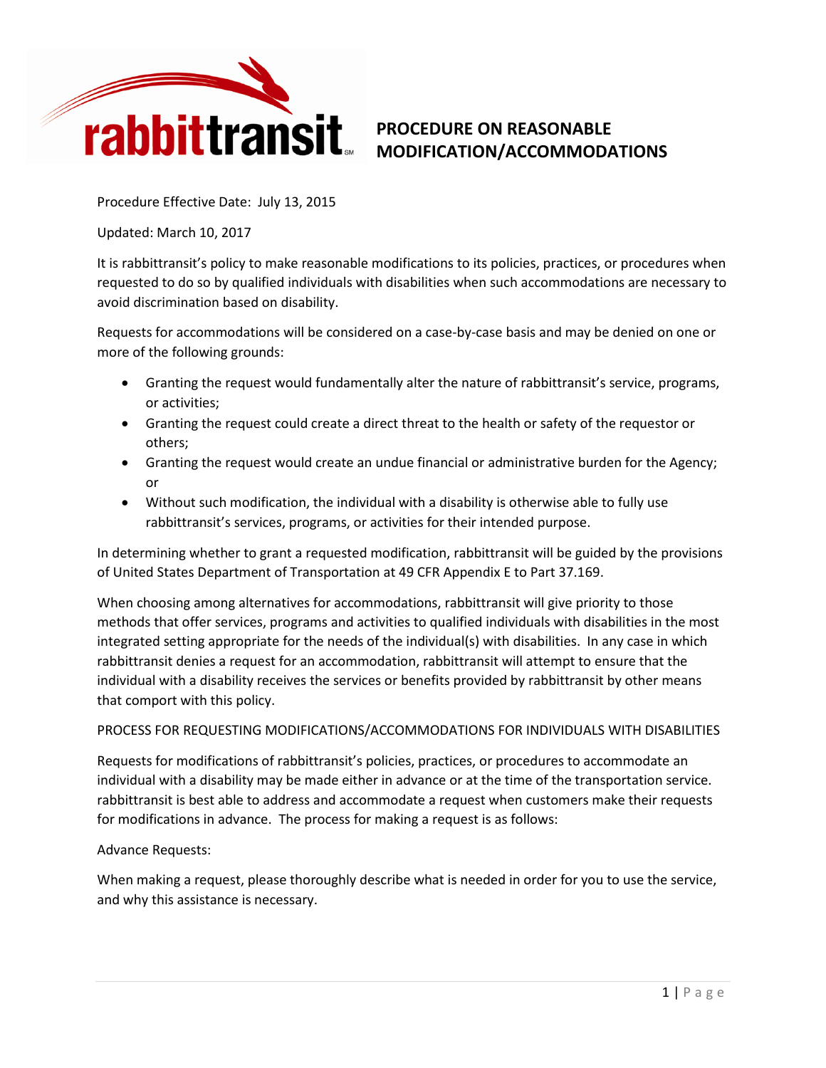# PROCEDURE ON REASONABLE MODIFICATION/ACCOMMODATIONS

Procedure Effective Date: July 13, 2015

Updated: March 10, 2017

It is rabbittransit's policy to make reasonable modifications to its policies, practices, or procedures when requested to do so by qualified individuals with disabilities when such accommodations are necessary to avoid discrimination based on disability.

Requests for accommodations will be considered on a case-by-case basis and may be denied on one or more of the following grounds:

- Granting the request would fundamentally alter the nature of rabbittransit's service, programs, or activities;
- Granting the request could create a direct threat to the health or safety of the requestor or others;
- Granting the request would create an undue financial or administrative burden for the Agency; or
- Without such modification, the individual with a disability is otherwise able to fully use rabbittransit's services, programs, or activities for their intended purpose.

In determining whether to grant a requested modification, rabbittransit will be guided by the provisions of United States Department of Transportation at 49 CFR Appendix E to Part 37.169.

When choosing among alternatives for accommodations, rabbittransit will give priority to those methods that offer services, programs and activities to qualified individuals with disabilities in the most integrated setting appropriate for the needs of the individual(s) with disabilities. In any case in which rabbittransit denies a request for an accommodation, rabbittransit will attempt to ensure that the individual with a disability receives the services or benefits provided by rabbittransit by other means that comport with this policy.

PROCESS FOR REQUESTING MODIFICATIONS/ACCOMMODATIONS FOR INDIVIDUALS WITH DISABILITIES

Requests for modifications of rabbittransit's policies, practices, or procedures to accommodate an individual with a disability may be made either in advance or at the time of the transportation service. rabbittransit is best able to address and accommodate a request when customers make their requests for modifications in advance. The process for making a request is as follows:

Advance Requests:

When making a request, please thoroughly describe what is needed in order for you to use the service, and why this assistance is necessary.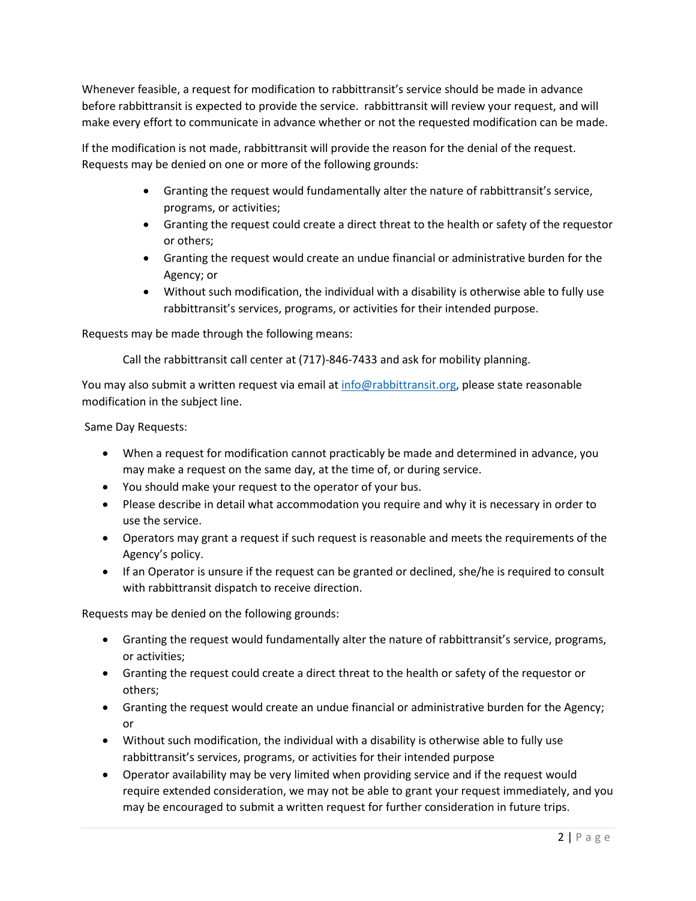Whenever feasible, a request for modification to rabbittransit's service should be made in advance before rabbittransit is expected to provide the service. rabbittransit will review your request, and will make every effort to communicate in advance whether or not the requested modification can be made.

If the modification is not made, rabbittransit will provide the reason for the denial of the request. Requests may be denied on one or more of the following grounds:

- Granting the request would fundamentally alter the nature of rabbittransit's service, programs, or activities;
- Granting the request could create a direct threat to the health or safety of the requestor or others;
- Granting the request would create an undue financial or administrative burden for the Agency; or
- Without such modification, the individual with a disability is otherwise able to fully use rabbittransit's services, programs, or activities for their intended purpose.

Requests may be made through the following means:

Call the rabbittransit call center at (717)-846-7433 and ask for mobility planning.

You may also submit a written request via email at info@rabbittransit.org, please state reasonable modification in the subject line.

Same Day Requests:

- When a request for modification cannot practicably be made and determined in advance, you may make a request on the same day, at the time of, or during service.
- You should make your request to the operator of your bus.
- Please describe in detail what accommodation you require and why it is necessary in order to use the service.
- Operators may grant a request if such request is reasonable and meets the requirements of the Agency's policy.
- If an Operator is unsure if the request can be granted or declined, she/he is required to consult with rabbittransit dispatch to receive direction.

Requests may be denied on the following grounds:

- Granting the request would fundamentally alter the nature of rabbittransit's service, programs, or activities;
- Granting the request could create a direct threat to the health or safety of the requestor or others;
- Granting the request would create an undue financial or administrative burden for the Agency; or
- Without such modification, the individual with a disability is otherwise able to fully use rabbittransit's services, programs, or activities for their intended purpose
- Operator availability may be very limited when providing service and if the request would require extended consideration, we may not be able to grant your request immediately, and you may be encouraged to submit a written request for further consideration in future trips.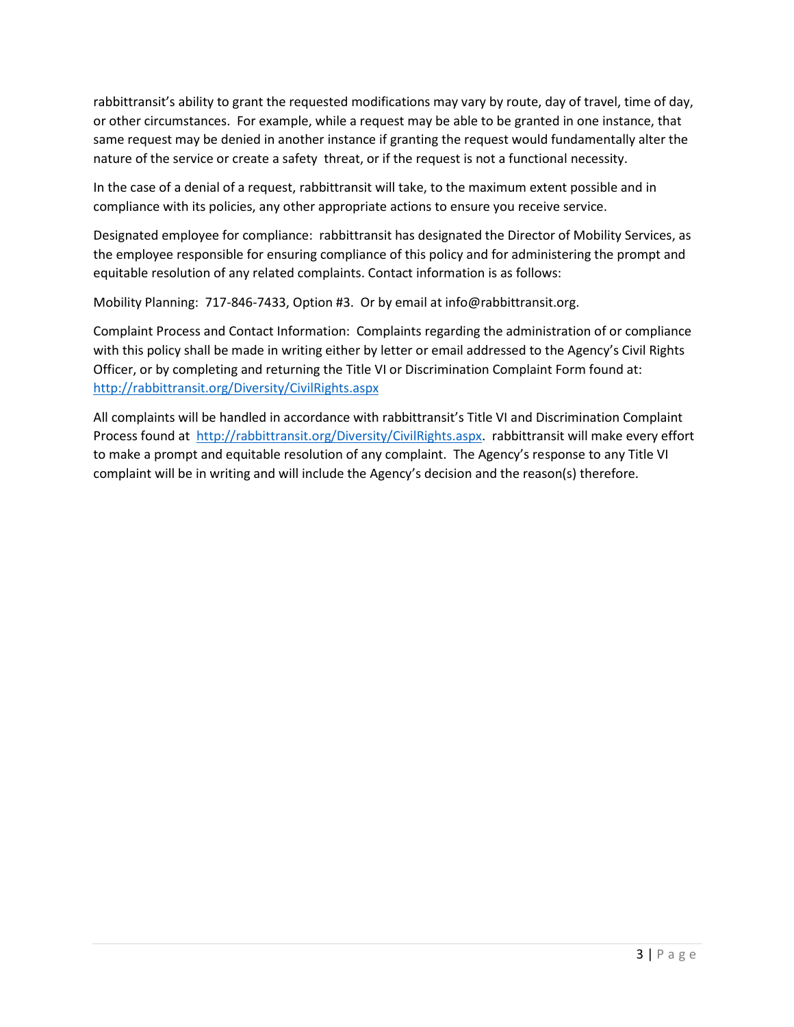rabbittransit's ability to grant the requested modifications may vary by route, day of travel, time of day, or other circumstances. For example, while a request may be able to be granted in one instance, that same request may be denied in another instance if granting the request would fundamentally alter the nature of the service or create a safety threat, or if the request is not a functional necessity.

In the case of a denial of a request, rabbittransit will take, to the maximum extent possible and in compliance with its policies, any other appropriate actions to ensure you receive service.

Designated employee for compliance: rabbittransit has designated the Director of Mobility Services, as the employee responsible for ensuring compliance of this policy and for administering the prompt and equitable resolution of any related complaints. Contact information is as follows:

Mobility Planning: 717-846-7433, Option #3. Or by email at info@rabbittransit.org.

Complaint Process and Contact Information: Complaints regarding the administration of or compliance with this policy shall be made in writing either by letter or email addressed to the Agency's Civil Rights Officer, or by completing and returning the Title VI or Discrimination Complaint Form found at: http://rabbittransit.org/Diversity/CivilRights.aspx

All complaints will be handled in accordance with rabbittransit's Title VI and Discrimination Complaint Process found at http://rabbittransit.org/Diversity/CivilRights.aspx. rabbittransit will make every effort to make a prompt and equitable resolution of any complaint. The Agency's response to any Title VI complaint will be in writing and will include the Agency's decision and the reason(s) therefore.